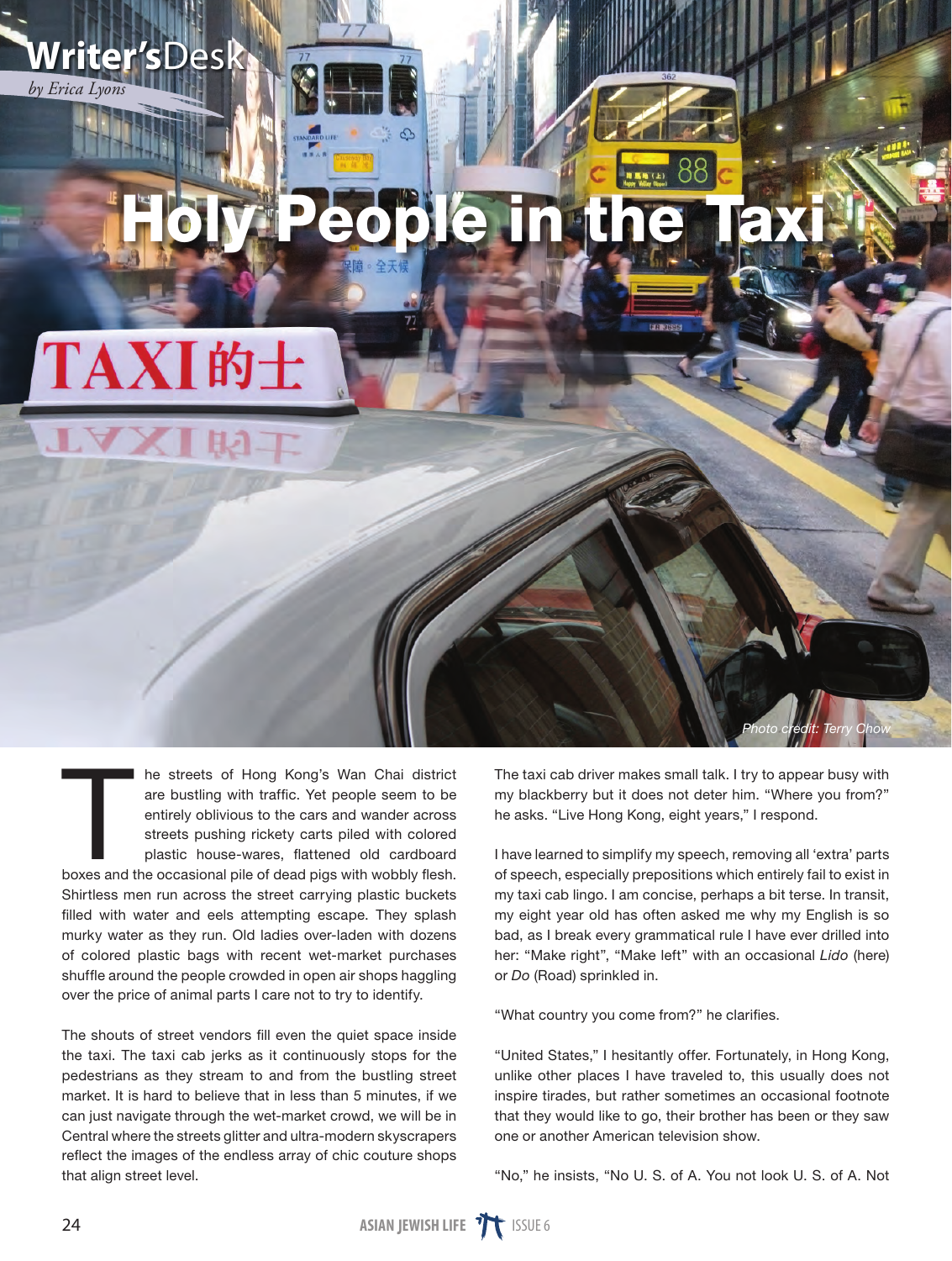Writer's Desk

*by Erica Lyons*

# Holy People in the Taxi

Photo credit: Terry Chow

The streets of Hong Kong's Wan Chai district are bustling with traffic. Yet people seem to be entirely oblivious to the cars and wander across streets pushing rickety carts piled with colored plastic house-wares, flattened old cardboard boxes and the occasional pile of dead pigs with wobbly flesh. Shirtless men run across the street carrying plastic buckets filled with water and eels attempting escape. They splash murky water as they run. Old ladies over-laden with dozens of colored plastic bags with recent wet-market purchases shuffle around the people crowded in open air shops haggling over the price of animal parts I care not to try to identify.

The shouts of street vendors fill even the quiet space inside the taxi. The taxi cab jerks as it continuously stops for the pedestrians as they stream to and from the bustling street market. It is hard to believe that in less than 5 minutes, if we can just navigate through the wet-market crowd, we will be in Central where the streets glitter and ultra-modern skyscrapers reflect the images of the endless array of chic couture shops that align street level.

The taxi cab driver makes small talk. I try to appear busy with my blackberry but it does not deter him. "Where you from?" he asks. "Live Hong Kong, eight years," I respond.

I have learned to simplify my speech, removing all 'extra' parts of speech, especially prepositions which entirely fail to exist in my taxi cab lingo. I am concise, perhaps a bit terse. In transit, my eight year old has often asked me why my English is so bad, as I break every grammatical rule I have ever drilled into her: "Make right", "Make left" with an occasional *Lido* (here) or *Do* (Road) sprinkled in.

"What country you come from?" he clarifies.

"United States," I hesitantly offer. Fortunately, in Hong Kong, unlike other places I have traveled to, this usually does not inspire tirades, but rather sometimes an occasional footnote that they would like to go, their brother has been or they saw one or another American television show.

"No," he insists, "No U. S. of A. You not look U. S. of A. Not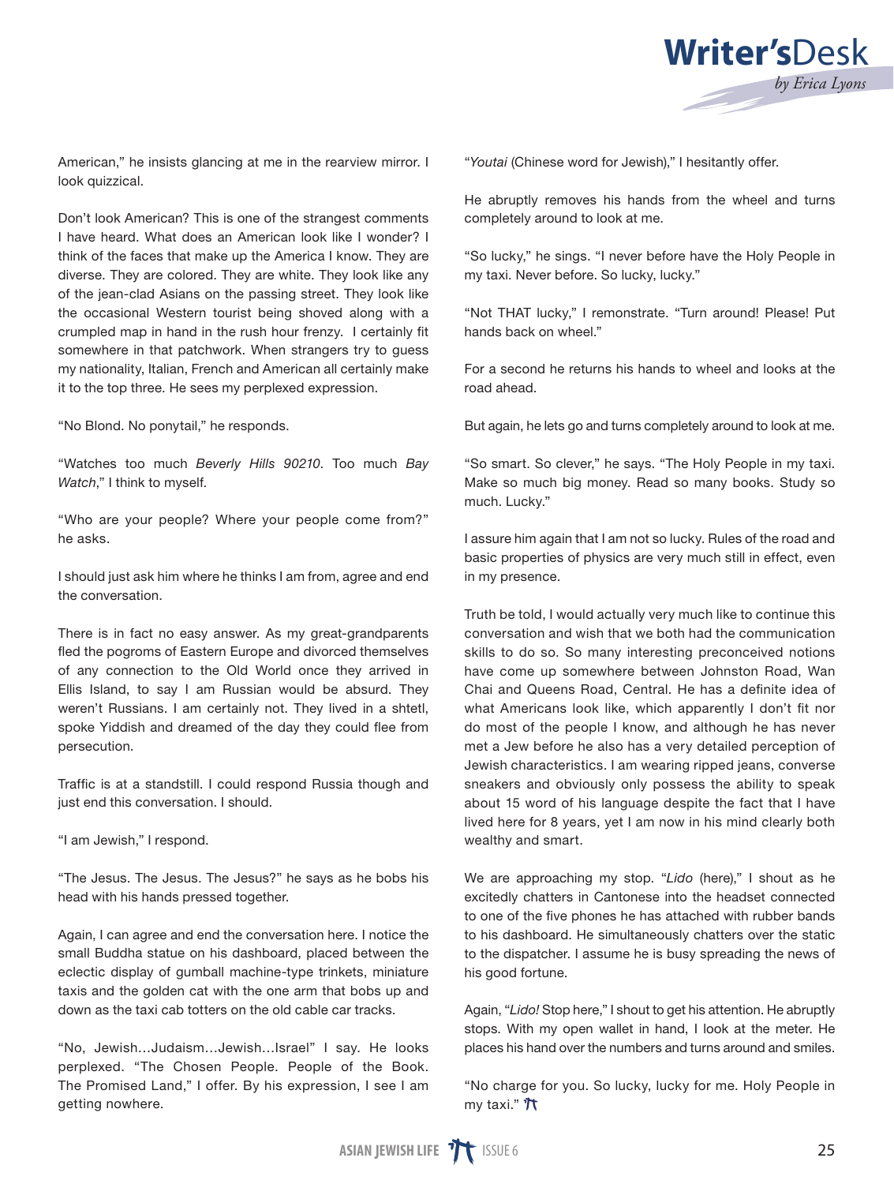American," he insists glancing at me in the rearview mirror. I look quizzical.

Don't look American? This is one of the strangest comments I have heard. What does an American look like I wonder? I think of the faces that make up the America I know. They are diverse. They are colored. They are white. They look like any of the jean-clad Asians on the passing street. They look like the occasional Western tourist being shoved along with a crumpled map in hand in the rush hour frenzy. I certainly fit somewhere in that patchwork. When strangers try to guess my nationality, Italian, French and American all certainly make it to the top three. He sees my perplexed expression.

"No Blond. No ponytail," he responds.

"Watches too much *Beverly Hills 90210*. Too much *Bay Watch*," I think to myself.

"Who are your people? Where your people come from?" he asks.

I should just ask him where he thinks I am from, agree and end the conversation.

There is in fact no easy answer. As my great-grandparents fled the pogroms of Eastern Europe and divorced themselves of any connection to the Old World once they arrived in Ellis Island, to say I am Russian would be absurd. They weren't Russians. I am certainly not. They lived in a shtetl, spoke Yiddish and dreamed of the day they could flee from persecution.

Traffic is at a standstill. I could respond Russia though and just end this conversation. I should.

"I am Jewish," I respond.

"The Jesus. The Jesus. The Jesus?" he says as he bobs his head with his hands pressed together.

Again, I can agree and end the conversation here. I notice the small Buddha statue on his dashboard, placed between the eclectic display of gumball machine-type trinkets, miniature taxis and the golden cat with the one arm that bobs up and down as the taxi cab totters on the old cable car tracks.

"No, Jewish…Judaism…Jewish…Israel" I say. He looks perplexed. "The Chosen People. People of the Book. The Promised Land," I offer. By his expression, I see I am getting nowhere.

"*Youtai* (Chinese word for Jewish)," I hesitantly offer.

He abruptly removes his hands from the wheel and turns completely around to look at me.

"So lucky," he sings. "I never before have the Holy People in my taxi. Never before. So lucky, lucky."

"Not THAT lucky," I remonstrate. "Turn around! Please! Put hands back on wheel."

For a second he returns his hands to wheel and looks at the road ahead.

But again, he lets go and turns completely around to look at me.

"So smart. So clever," he says. "The Holy People in my taxi. Make so much big money. Read so many books. Study so much. Lucky."

I assure him again that I am not so lucky. Rules of the road and basic properties of physics are very much still in effect, even in my presence.

Truth be told, I would actually very much like to continue this conversation and wish that we both had the communication skills to do so. So many interesting preconceived notions have come up somewhere between Johnston Road, Wan Chai and Queens Road, Central. He has a definite idea of what Americans look like, which apparently I don't fit nor do most of the people I know, and although he has never met a Jew before he also has a very detailed perception of Jewish characteristics. I am wearing ripped jeans, converse sneakers and obviously only possess the ability to speak about 15 word of his language despite the fact that I have lived here for 8 years, yet I am now in his mind clearly both wealthy and smart.

We are approaching my stop. "*Lido* (here)," I shout as he excitedly chatters in Cantonese into the headset connected to one of the five phones he has attached with rubber bands to his dashboard. He simultaneously chatters over the static to the dispatcher. I assume he is busy spreading the news of his good fortune.

Again, "*Lido!* Stop here," I shout to get his attention. He abruptly stops. With my open wallet in hand, I look at the meter. He places his hand over the numbers and turns around and smiles.

"No charge for you. So lucky, lucky for me. Holy People in my taxi."